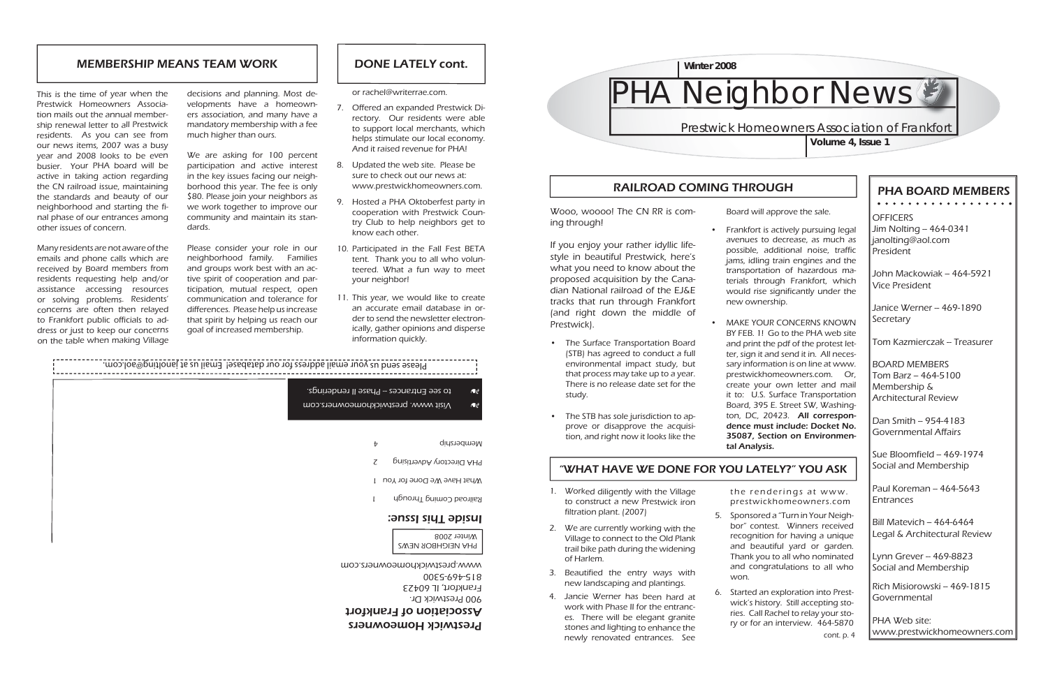# PHA Neighbor News

**Winter 2008**

Prestwick Homeowners Association of Frankfort

**Volume 4, Issue 1**

## RAILROAD COMING THROUGH

Wooo, woooo! The CN RR is coming through!

If you enjoy your rather idyllic lifestyle in beautiful Prestwick, here's what you need to know about the proposed acquisition by the Canadian National railroad of the EJ&E tracks that run through Frankfort (and right down the middle of Prestwick).

- The Surface Transportation Board (STB) has agreed to conduct a full environmental impact study, but that process may take up to a year. There is no release date set for the study.
- The STB has sole jurisdiction to approve or disapprove the acquisition, and right now it looks like the Board will approve the sale.
- Frankfort is actively pursuing legal avenues to decrease, as much as possible, additional noise, traffic jams, idling train engines and the transportation of hazardous materials through Frankfort, which would rise significantly under the new ownership.
- MAKE YOUR CONCERNS KNOWN BY FEB. 1! Go to the PHA web site and print the pdf of the protest letter, sign it and send it in. All necessary information is on line at www.prestwickhomeowners.com. Or, create your own letter and mail it to: U.S. Surface Transportation Board, 395 E. Street SW, Washington, DC, 20423. **All correspondence must include: Docket No. 35087, Section on Environmental Analysis.**

## "WHAT HAVE WE DONE FOR YOU LATELY?" YOU ASK

1. Worked diligently with the Village to construct a new Prestwick iron filtration plant. (2007)
2. We are currently working with the Village to connect to the Old Plank trail bike path during the widening of Harlem.
3. Beautified the entry ways with new landscaping and plantings.
4. Jancie Werner has been hard at work with Phase II for the entrances. There will be elegant granite stones and lighting to enhance the newly renovated entrances. See the renderings at www.prestwickhomeowners.com
5. Sponsored a "Turn in Your Neighbor" contest. Winners received recognition for having a unique and beautiful yard or garden. Thank you to all who nominated and congratulations to all who won.
6. Started an exploration into Prestwick's history. Still accepting stories. Call Rachel to relay your story or for an interview. 464-5870

cont. p. 4

## PHA BOARD MEMBERS

OFFICERS

Jim Nolting – 464-0341
janolting@aol.com
President

John Mackowiak – 464-5921
Vice President

Janice Werner – 469-1890
Secretary

Tom Kazmierczak – Treasurer

BOARD MEMBERS

Tom Barz – 464-5100
Membership & Architectural Review

Dan Smith – 954-4183
Governmental Affairs

Sue Bloomfield – 469-1974
Social and Membership

Paul Koreman – 464-5643
Entrances

Bill Matevich – 464-6464
Legal & Architectural Review

Lynn Grever – 469-8823
Social and Membership

Rich Misiorowski – 469-1815
Governmental

PHA Web site:
www.prestwickhomeowners.com

## MEMBERSHIP MEANS TEAM WORK

This is the time of year when the Prestwick Homeowners Association mails out the annual membership renewal letter to all Prestwick residents. As you can see from our news items, 2007 was a busy year and 2008 looks to be even busier. Your PHA board will be active in taking action regarding the CN railroad issue, maintaining the standards and beauty of our neighborhood and starting the final phase of our entrances among other issues of concern.

Many residents are not aware of the emails and phone calls which are received by Board members from residents requesting help and/or assistance accessing resources or solving problems. Residents' concerns are often then relayed to Frankfort public officials to address or just to keep our concerns on the table when making Village decisions and planning. Most developments have a homeowners association, and many have a mandatory membership with a fee much higher than ours.

We are asking for 100 percent participation and active interest in the key issues facing our neighborhood this year. The fee is only $80. Please join your neighbors as we work together to improve our community and maintain its standards.

Please consider your role in our neighborhood family. Families and groups work best with an active spirit of cooperation and participation, mutual respect, open communication and tolerance for differences. Please help us increase that spirit by helping us reach our goal of increased membership.

## DONE LATELY cont.

or rachel@writerrae.com.

7. Offered an expanded Prestwick Directory. Our residents were able to support local merchants, which helps stimulate our local economy. And it raised revenue for PHA!
8. Updated the web site. Please be sure to check out our news at: www.prestwickhomeowners.com.
9. Hosted a PHA Oktoberfest party in cooperation with Prestwick Country Club to help neighbors get to know each other.
10. Participated in the Fall Fest BETA tent. Thank you to all who volunteered. What a fun way to meet your neighbor!
11. This year, we would like to create an accurate email database in order to send the newsletter electronically, gather opinions and disperse information quickly.

Please send us your email address for our database! Email us at janolting@aol.com.

**Prestwick Homeowners Association of Frankfort**
900 Prestwick Dr.
Frankfort, IL 60423
815-469-5300
www.prestwickhomeowners.com

PHA NEIGHBOR NEWS
Winter 2008

### Inside This Issue:

| | |
|---|---|
| Railroad Coming Through | 1 |
| What Have We Done for You | 1 |
| PHA Directory Advertising | 2 |
| Membership | 4 |

- Visit www.prestwickhomeowners.com to see Entrances – Phase II renderings.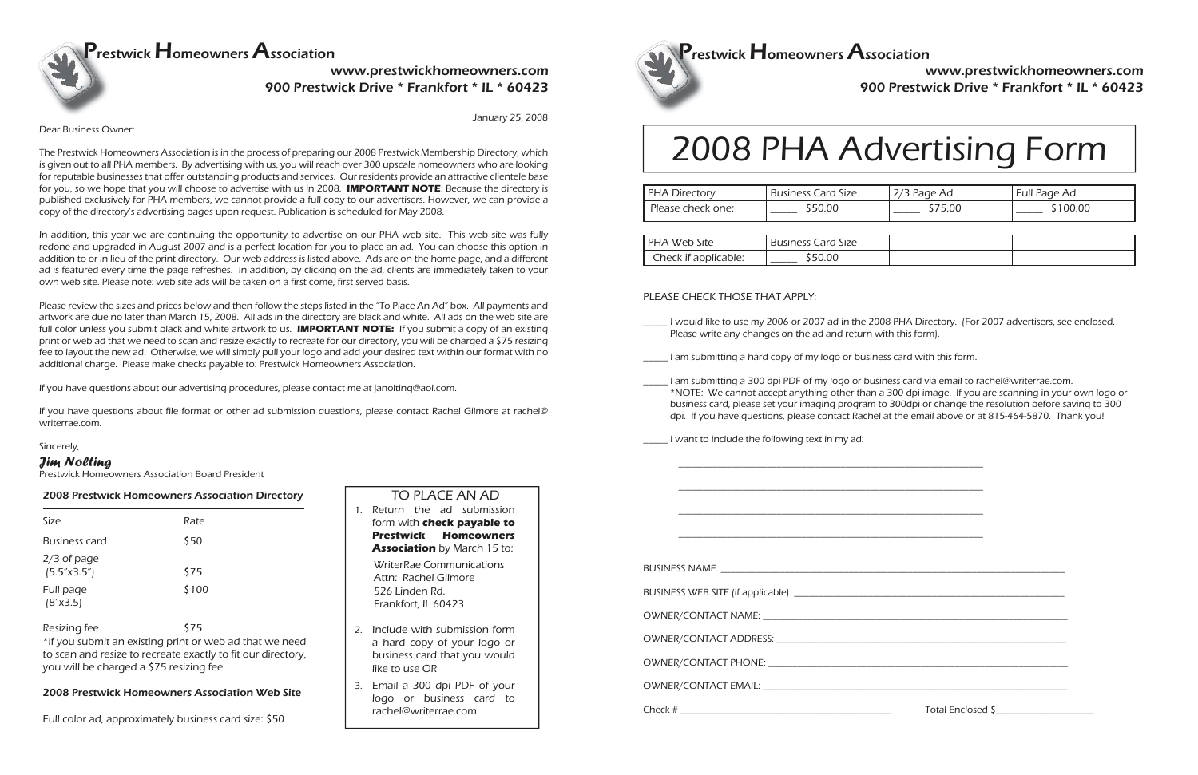# Prestwick Homeowners Association

www.prestwickhomeowners.com
900 Prestwick Drive * Frankfort * IL * 60423

January 25, 2008

Dear Business Owner:

The Prestwick Homeowners Association is in the process of preparing our 2008 Prestwick Membership Directory, which is given out to all PHA members. By advertising with us, you will reach over 300 upscale homeowners who are looking for reputable businesses that offer outstanding products and services. Our residents provide an attractive clientele base for you, so we hope that you will choose to advertise with us in 2008. **IMPORTANT NOTE**: Because the directory is published exclusively for PHA members, we cannot provide a full copy to our advertisers. However, we can provide a copy of the directory's advertising pages upon request. Publication is scheduled for May 2008.

In addition, this year we are continuing the opportunity to advertise on our PHA web site. This web site was fully redone and upgraded in August 2007 and is a perfect location for you to place an ad. You can choose this option in addition to or in lieu of the print directory. Our web address is listed above. Ads are on the home page, and a different ad is featured every time the page refreshes. In addition, by clicking on the ad, clients are immediately taken to your own web site. Please note: web site ads will be taken on a first come, first served basis.

Please review the sizes and prices below and then follow the steps listed in the "To Place An Ad" box. All payments and artwork are due no later than March 15, 2008. All ads in the directory are black and white. All ads on the web site are full color unless you submit black and white artwork to us. **IMPORTANT NOTE:** If you submit a copy of an existing print or web ad that we need to scan and resize exactly to recreate for our directory, you will be charged a $75 resizing fee to layout the new ad. Otherwise, we will simply pull your logo and add your desired text within our format with no additional charge. Please make checks payable to: Prestwick Homeowners Association.

If you have questions about our advertising procedures, please contact me at janolting@aol.com.

If you have questions about file format or other ad submission questions, please contact Rachel Gilmore at rachel@writerrae.com.

Sincerely,

*Jim Nolting*
Prestwick Homeowners Association Board President

**2008 Prestwick Homeowners Association Directory**

| Size | Rate |
|---|---|
| Business card | $50 |
| 2/3 of page (5.5"x3.5") | $75 |
| Full page (8"x3.5) | $100 |
| Resizing fee | $75 |

*If you submit an existing print or web ad that we need to scan and resize to recreate exactly to fit our directory, you will be charged a $75 resizing fee.

**2008 Prestwick Homeowners Association Web Site**

Full color ad, approximately business card size: $50

## TO PLACE AN AD

1. Return the ad submission form with **check payable to Prestwick Homeowners Association** by March 15 to:

   WriterRae Communications
   Attn: Rachel Gilmore
   526 Linden Rd.
   Frankfort, IL 60423

2. Include with submission form a hard copy of your logo or business card that you would like to use OR
3. Email a 300 dpi PDF of your logo or business card to rachel@writerrae.com.

# Prestwick Homeowners Association

www.prestwickhomeowners.com
900 Prestwick Drive * Frankfort * IL * 60423

# 2008 PHA Advertising Form

| PHA Directory | Business Card Size | 2/3 Page Ad | Full Page Ad |
|---|---|---|---|
| Please check one: | _____ $50.00 | _____ $75.00 | _____ $100.00 |

| PHA Web Site | Business Card Size | | |
|---|---|---|---|
| Check if applicable: | _____ $50.00 | | |

PLEASE CHECK THOSE THAT APPLY:

_____ I would like to use my 2006 or 2007 ad in the 2008 PHA Directory. (For 2007 advertisers, see enclosed. Please write any changes on the ad and return with this form).

_____ I am submitting a hard copy of my logo or business card with this form.

_____ I am submitting a 300 dpi PDF of my logo or business card via email to rachel@writerrae.com.
*NOTE: We cannot accept anything other than a 300 dpi image. If you are scanning in your own logo or business card, please set your imaging program to 300dpi or change the resolution before saving to 300 dpi. If you have questions, please contact Rachel at the email above or at 815-464-5870. Thank you!

_____ I want to include the following text in my ad:

_______________________________________________

_______________________________________________

_______________________________________________

_______________________________________________

BUSINESS NAME: _______________________________________________

BUSINESS WEB SITE (if applicable): _______________________________________________

OWNER/CONTACT NAME: _______________________________________________

OWNER/CONTACT ADDRESS: _______________________________________________

OWNER/CONTACT PHONE: _______________________________________________

OWNER/CONTACT EMAIL: _______________________________________________

Check # ____________________________ Total Enclosed $______________